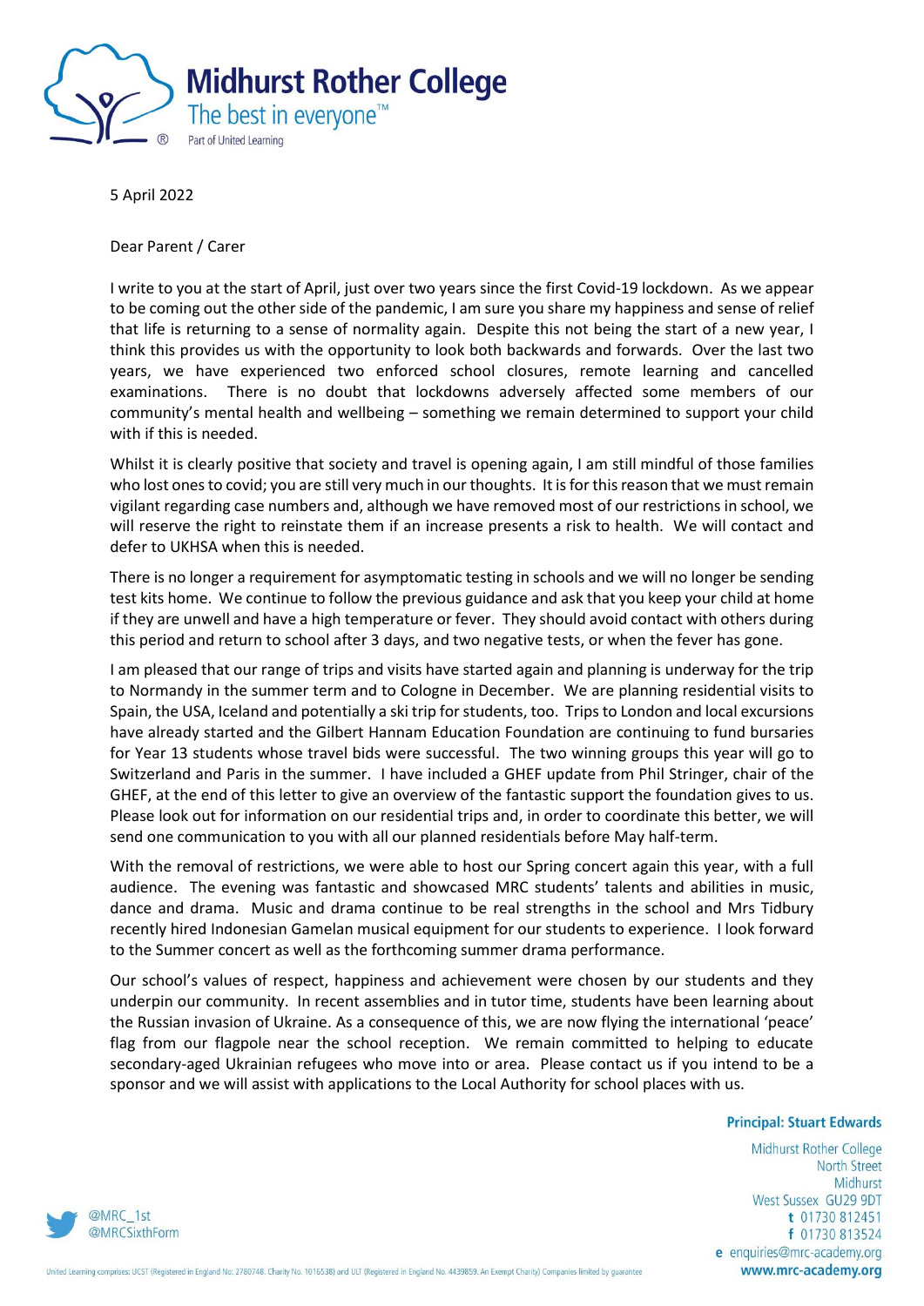**Midhurst Rother College**
The best in everyone™
Part of United Learning

5 April 2022

Dear Parent / Carer

I write to you at the start of April, just over two years since the first Covid-19 lockdown. As we appear to be coming out the other side of the pandemic, I am sure you share my happiness and sense of relief that life is returning to a sense of normality again. Despite this not being the start of a new year, I think this provides us with the opportunity to look both backwards and forwards. Over the last two years, we have experienced two enforced school closures, remote learning and cancelled examinations. There is no doubt that lockdowns adversely affected some members of our community's mental health and wellbeing – something we remain determined to support your child with if this is needed.

Whilst it is clearly positive that society and travel is opening again, I am still mindful of those families who lost ones to covid; you are still very much in our thoughts. It is for this reason that we must remain vigilant regarding case numbers and, although we have removed most of our restrictions in school, we will reserve the right to reinstate them if an increase presents a risk to health. We will contact and defer to UKHSA when this is needed.

There is no longer a requirement for asymptomatic testing in schools and we will no longer be sending test kits home. We continue to follow the previous guidance and ask that you keep your child at home if they are unwell and have a high temperature or fever. They should avoid contact with others during this period and return to school after 3 days, and two negative tests, or when the fever has gone.

I am pleased that our range of trips and visits have started again and planning is underway for the trip to Normandy in the summer term and to Cologne in December. We are planning residential visits to Spain, the USA, Iceland and potentially a ski trip for students, too. Trips to London and local excursions have already started and the Gilbert Hannam Education Foundation are continuing to fund bursaries for Year 13 students whose travel bids were successful. The two winning groups this year will go to Switzerland and Paris in the summer. I have included a GHEF update from Phil Stringer, chair of the GHEF, at the end of this letter to give an overview of the fantastic support the foundation gives to us. Please look out for information on our residential trips and, in order to coordinate this better, we will send one communication to you with all our planned residentials before May half-term.

With the removal of restrictions, we were able to host our Spring concert again this year, with a full audience. The evening was fantastic and showcased MRC students' talents and abilities in music, dance and drama. Music and drama continue to be real strengths in the school and Mrs Tidbury recently hired Indonesian Gamelan musical equipment for our students to experience. I look forward to the Summer concert as well as the forthcoming summer drama performance.

Our school's values of respect, happiness and achievement were chosen by our students and they underpin our community. In recent assemblies and in tutor time, students have been learning about the Russian invasion of Ukraine. As a consequence of this, we are now flying the international 'peace' flag from our flagpole near the school reception. We remain committed to helping to educate secondary-aged Ukrainian refugees who move into or area. Please contact us if you intend to be a sponsor and we will assist with applications to the Local Authority for school places with us.

**Principal: Stuart Edwards**

Midhurst Rother College
North Street
Midhurst
West Sussex GU29 9DT
t 01730 812451
f 01730 813524
e enquiries@mrc-academy.org
**www.mrc-academy.org**

@MRC_1st
@MRCSixthForm

United Learning comprises: UCST (Registered in England No: 2780748. Charity No. 1016538) and ULT (Registered in England No. 4439859. An Exempt Charity) Companies limited by guarantee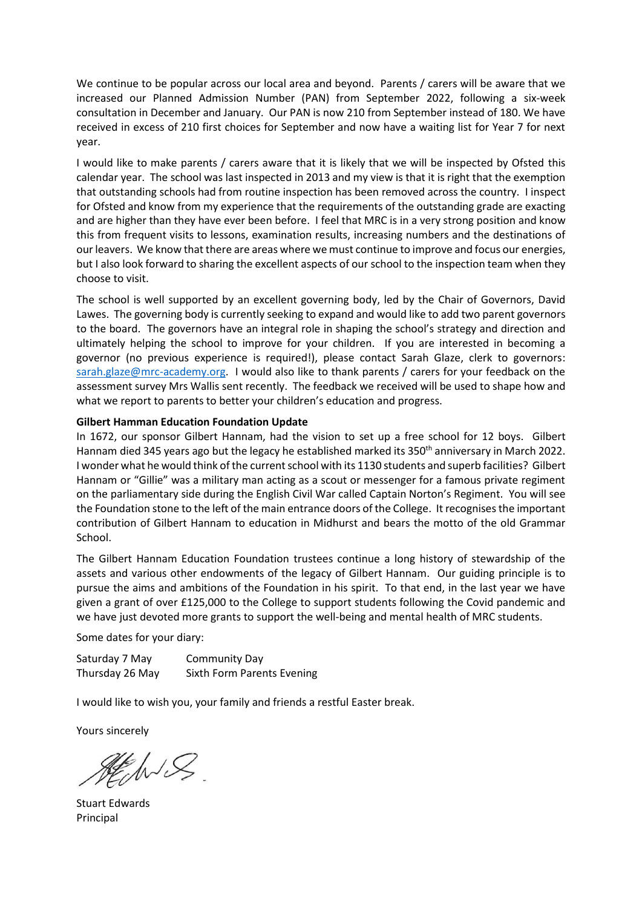We continue to be popular across our local area and beyond. Parents / carers will be aware that we increased our Planned Admission Number (PAN) from September 2022, following a six-week consultation in December and January. Our PAN is now 210 from September instead of 180. We have received in excess of 210 first choices for September and now have a waiting list for Year 7 for next year.

I would like to make parents / carers aware that it is likely that we will be inspected by Ofsted this calendar year. The school was last inspected in 2013 and my view is that it is right that the exemption that outstanding schools had from routine inspection has been removed across the country. I inspect for Ofsted and know from my experience that the requirements of the outstanding grade are exacting and are higher than they have ever been before. I feel that MRC is in a very strong position and know this from frequent visits to lessons, examination results, increasing numbers and the destinations of our leavers. We know that there are areas where we must continue to improve and focus our energies, but I also look forward to sharing the excellent aspects of our school to the inspection team when they choose to visit.

The school is well supported by an excellent governing body, led by the Chair of Governors, David Lawes. The governing body is currently seeking to expand and would like to add two parent governors to the board. The governors have an integral role in shaping the school's strategy and direction and ultimately helping the school to improve for your children. If you are interested in becoming a governor (no previous experience is required!), please contact Sarah Glaze, clerk to governors: sarah.glaze@mrc-academy.org. I would also like to thank parents / carers for your feedback on the assessment survey Mrs Wallis sent recently. The feedback we received will be used to shape how and what we report to parents to better your children's education and progress.

**Gilbert Hamman Education Foundation Update**

In 1672, our sponsor Gilbert Hannam, had the vision to set up a free school for 12 boys. Gilbert Hannam died 345 years ago but the legacy he established marked its 350th anniversary in March 2022. I wonder what he would think of the current school with its 1130 students and superb facilities? Gilbert Hannam or "Gillie" was a military man acting as a scout or messenger for a famous private regiment on the parliamentary side during the English Civil War called Captain Norton's Regiment. You will see the Foundation stone to the left of the main entrance doors of the College. It recognises the important contribution of Gilbert Hannam to education in Midhurst and bears the motto of the old Grammar School.

The Gilbert Hannam Education Foundation trustees continue a long history of stewardship of the assets and various other endowments of the legacy of Gilbert Hannam. Our guiding principle is to pursue the aims and ambitions of the Foundation in his spirit. To that end, in the last year we have given a grant of over £125,000 to the College to support students following the Covid pandemic and we have just devoted more grants to support the well-being and mental health of MRC students.

Some dates for your diary:

| | |
|---|---|
| Saturday 7 May | Community Day |
| Thursday 26 May | Sixth Form Parents Evening |

I would like to wish you, your family and friends a restful Easter break.

Yours sincerely

Stuart Edwards
Principal